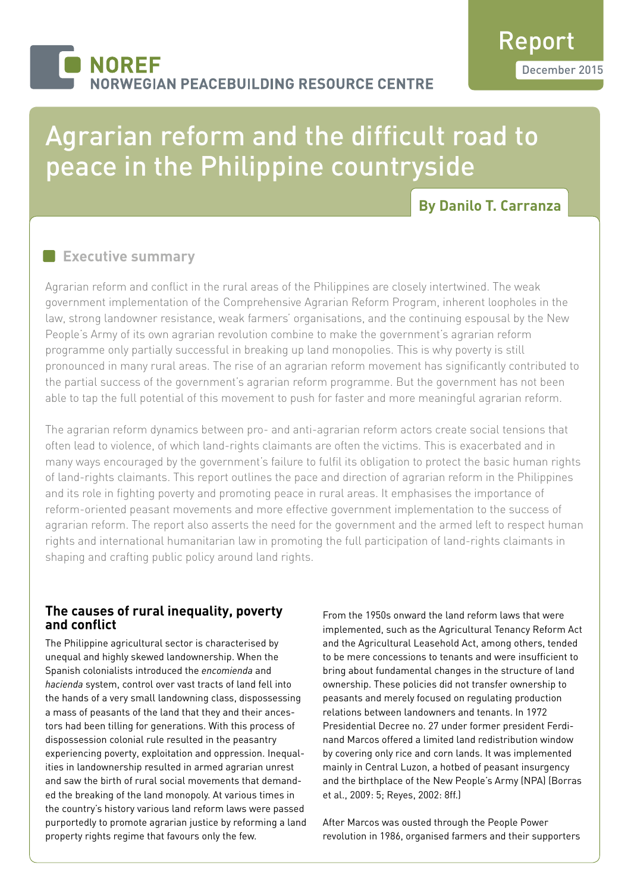NOREF NORWEGIAN PEACEBUILDING RESOURCE CENTRE

Report
December 2015

# Agrarian reform and the difficult road to peace in the Philippine countryside

**By Danilo T. Carranza**

## Executive summary

Agrarian reform and conflict in the rural areas of the Philippines are closely intertwined. The weak government implementation of the Comprehensive Agrarian Reform Program, inherent loopholes in the law, strong landowner resistance, weak farmers' organisations, and the continuing espousal by the New People's Army of its own agrarian revolution combine to make the government's agrarian reform programme only partially successful in breaking up land monopolies. This is why poverty is still pronounced in many rural areas. The rise of an agrarian reform movement has significantly contributed to the partial success of the government's agrarian reform programme. But the government has not been able to tap the full potential of this movement to push for faster and more meaningful agrarian reform.

The agrarian reform dynamics between pro- and anti-agrarian reform actors create social tensions that often lead to violence, of which land-rights claimants are often the victims. This is exacerbated and in many ways encouraged by the government's failure to fulfil its obligation to protect the basic human rights of land-rights claimants. This report outlines the pace and direction of agrarian reform in the Philippines and its role in fighting poverty and promoting peace in rural areas. It emphasises the importance of reform-oriented peasant movements and more effective government implementation to the success of agrarian reform. The report also asserts the need for the government and the armed left to respect human rights and international humanitarian law in promoting the full participation of land-rights claimants in shaping and crafting public policy around land rights.

### The causes of rural inequality, poverty and conflict

The Philippine agricultural sector is characterised by unequal and highly skewed landownership. When the Spanish colonialists introduced the *encomienda* and *hacienda* system, control over vast tracts of land fell into the hands of a very small landowning class, dispossessing a mass of peasants of the land that they and their ancestors had been tilling for generations. With this process of dispossession colonial rule resulted in the peasantry experiencing poverty, exploitation and oppression. Inequalities in landownership resulted in armed agrarian unrest and saw the birth of rural social movements that demanded the breaking of the land monopoly. At various times in the country's history various land reform laws were passed purportedly to promote agrarian justice by reforming a land property rights regime that favours only the few.

From the 1950s onward the land reform laws that were implemented, such as the Agricultural Tenancy Reform Act and the Agricultural Leasehold Act, among others, tended to be mere concessions to tenants and were insufficient to bring about fundamental changes in the structure of land ownership. These policies did not transfer ownership to peasants and merely focused on regulating production relations between landowners and tenants. In 1972 Presidential Decree no. 27 under former president Ferdinand Marcos offered a limited land redistribution window by covering only rice and corn lands. It was implemented mainly in Central Luzon, a hotbed of peasant insurgency and the birthplace of the New People's Army (NPA) (Borras et al., 2009: 5; Reyes, 2002: 8ff.)

After Marcos was ousted through the People Power revolution in 1986, organised farmers and their supporters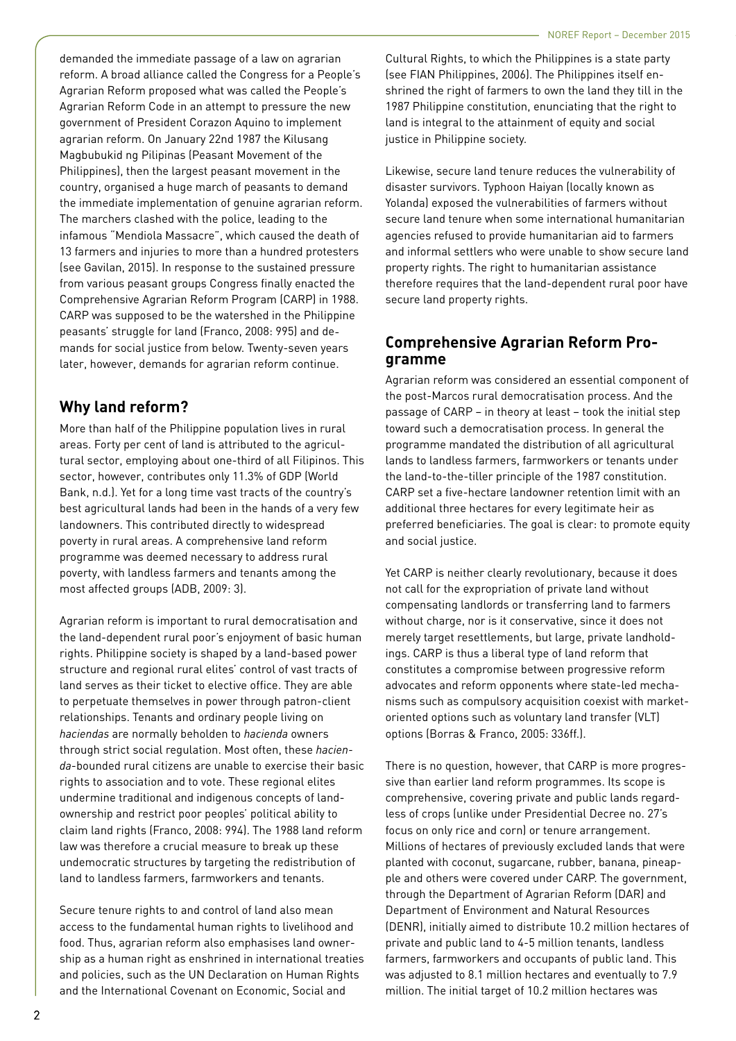demanded the immediate passage of a law on agrarian reform. A broad alliance called the Congress for a People's Agrarian Reform proposed what was called the People's Agrarian Reform Code in an attempt to pressure the new government of President Corazon Aquino to implement agrarian reform. On January 22nd 1987 the Kilusang Magbubukid ng Pilipinas (Peasant Movement of the Philippines), then the largest peasant movement in the country, organised a huge march of peasants to demand the immediate implementation of genuine agrarian reform. The marchers clashed with the police, leading to the infamous "Mendiola Massacre", which caused the death of 13 farmers and injuries to more than a hundred protesters (see Gavilan, 2015). In response to the sustained pressure from various peasant groups Congress finally enacted the Comprehensive Agrarian Reform Program (CARP) in 1988. CARP was supposed to be the watershed in the Philippine peasants' struggle for land (Franco, 2008: 995) and demands for social justice from below. Twenty-seven years later, however, demands for agrarian reform continue.

## Why land reform?

More than half of the Philippine population lives in rural areas. Forty per cent of land is attributed to the agricultural sector, employing about one-third of all Filipinos. This sector, however, contributes only 11.3% of GDP (World Bank, n.d.). Yet for a long time vast tracts of the country's best agricultural lands had been in the hands of a very few landowners. This contributed directly to widespread poverty in rural areas. A comprehensive land reform programme was deemed necessary to address rural poverty, with landless farmers and tenants among the most affected groups (ADB, 2009: 3).

Agrarian reform is important to rural democratisation and the land-dependent rural poor's enjoyment of basic human rights. Philippine society is shaped by a land-based power structure and regional rural elites' control of vast tracts of land serves as their ticket to elective office. They are able to perpetuate themselves in power through patron-client relationships. Tenants and ordinary people living on *haciendas* are normally beholden to *hacienda* owners through strict social regulation. Most often, these *hacienda*-bounded rural citizens are unable to exercise their basic rights to association and to vote. These regional elites undermine traditional and indigenous concepts of landownership and restrict poor peoples' political ability to claim land rights (Franco, 2008: 994). The 1988 land reform law was therefore a crucial measure to break up these undemocratic structures by targeting the redistribution of land to landless farmers, farmworkers and tenants.

Secure tenure rights to and control of land also mean access to the fundamental human rights to livelihood and food. Thus, agrarian reform also emphasises land ownership as a human right as enshrined in international treaties and policies, such as the UN Declaration on Human Rights and the International Covenant on Economic, Social and Cultural Rights, to which the Philippines is a state party (see FIAN Philippines, 2006). The Philippines itself enshrined the right of farmers to own the land they till in the 1987 Philippine constitution, enunciating that the right to land is integral to the attainment of equity and social justice in Philippine society.

Likewise, secure land tenure reduces the vulnerability of disaster survivors. Typhoon Haiyan (locally known as Yolanda) exposed the vulnerabilities of farmers without secure land tenure when some international humanitarian agencies refused to provide humanitarian aid to farmers and informal settlers who were unable to show secure land property rights. The right to humanitarian assistance therefore requires that the land-dependent rural poor have secure land property rights.

## Comprehensive Agrarian Reform Programme

Agrarian reform was considered an essential component of the post-Marcos rural democratisation process. And the passage of CARP – in theory at least – took the initial step toward such a democratisation process. In general the programme mandated the distribution of all agricultural lands to landless farmers, farmworkers or tenants under the land-to-the-tiller principle of the 1987 constitution. CARP set a five-hectare landowner retention limit with an additional three hectares for every legitimate heir as preferred beneficiaries. The goal is clear: to promote equity and social justice.

Yet CARP is neither clearly revolutionary, because it does not call for the expropriation of private land without compensating landlords or transferring land to farmers without charge, nor is it conservative, since it does not merely target resettlements, but large, private landholdings. CARP is thus a liberal type of land reform that constitutes a compromise between progressive reform advocates and reform opponents where state-led mechanisms such as compulsory acquisition coexist with market-oriented options such as voluntary land transfer (VLT) options (Borras & Franco, 2005: 336ff.).

There is no question, however, that CARP is more progressive than earlier land reform programmes. Its scope is comprehensive, covering private and public lands regardless of crops (unlike under Presidential Decree no. 27's focus on only rice and corn) or tenure arrangement. Millions of hectares of previously excluded lands that were planted with coconut, sugarcane, rubber, banana, pineapple and others were covered under CARP. The government, through the Department of Agrarian Reform (DAR) and Department of Environment and Natural Resources (DENR), initially aimed to distribute 10.2 million hectares of private and public land to 4-5 million tenants, landless farmers, farmworkers and occupants of public land. This was adjusted to 8.1 million hectares and eventually to 7.9 million. The initial target of 10.2 million hectares was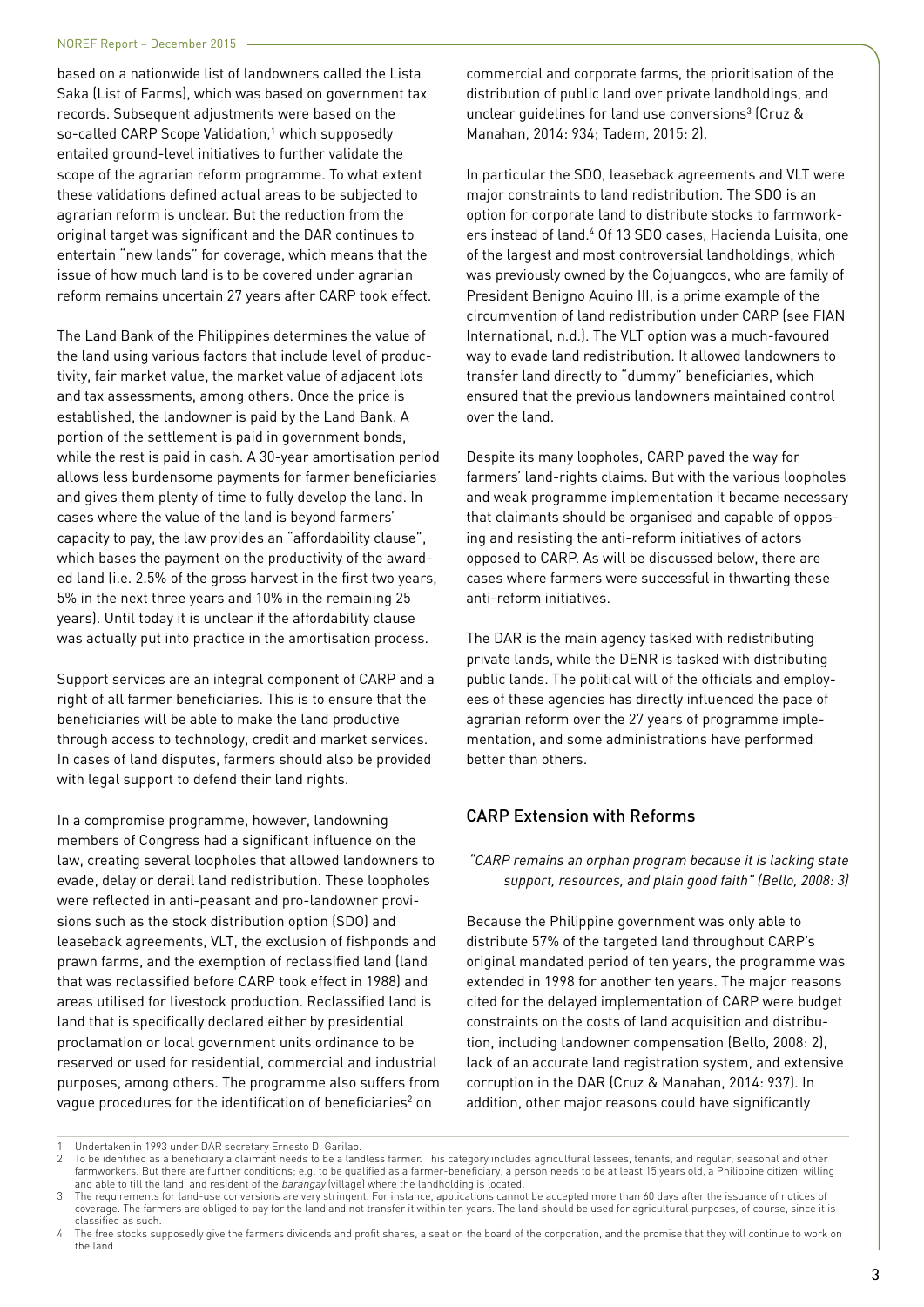based on a nationwide list of landowners called the Lista Saka (List of Farms), which was based on government tax records. Subsequent adjustments were based on the so-called CARP Scope Validation,[1] which supposedly entailed ground-level initiatives to further validate the scope of the agrarian reform programme. To what extent these validations defined actual areas to be subjected to agrarian reform is unclear. But the reduction from the original target was significant and the DAR continues to entertain "new lands" for coverage, which means that the issue of how much land is to be covered under agrarian reform remains uncertain 27 years after CARP took effect.

The Land Bank of the Philippines determines the value of the land using various factors that include level of productivity, fair market value, the market value of adjacent lots and tax assessments, among others. Once the price is established, the landowner is paid by the Land Bank. A portion of the settlement is paid in government bonds, while the rest is paid in cash. A 30-year amortisation period allows less burdensome payments for farmer beneficiaries and gives them plenty of time to fully develop the land. In cases where the value of the land is beyond farmers' capacity to pay, the law provides an "affordability clause", which bases the payment on the productivity of the awarded land (i.e. 2.5% of the gross harvest in the first two years, 5% in the next three years and 10% in the remaining 25 years). Until today it is unclear if the affordability clause was actually put into practice in the amortisation process.

Support services are an integral component of CARP and a right of all farmer beneficiaries. This is to ensure that the beneficiaries will be able to make the land productive through access to technology, credit and market services. In cases of land disputes, farmers should also be provided with legal support to defend their land rights.

In a compromise programme, however, landowning members of Congress had a significant influence on the law, creating several loopholes that allowed landowners to evade, delay or derail land redistribution. These loopholes were reflected in anti-peasant and pro-landowner provisions such as the stock distribution option (SDO) and leaseback agreements, VLT, the exclusion of fishponds and prawn farms, and the exemption of reclassified land (land that was reclassified before CARP took effect in 1988) and areas utilised for livestock production. Reclassified land is land that is specifically declared either by presidential proclamation or local government units ordinance to be reserved or used for residential, commercial and industrial purposes, among others. The programme also suffers from vague procedures for the identification of beneficiaries[2] on commercial and corporate farms, the prioritisation of the distribution of public land over private landholdings, and unclear guidelines for land use conversions[3] (Cruz & Manahan, 2014: 934; Tadem, 2015: 2).

In particular the SDO, leaseback agreements and VLT were major constraints to land redistribution. The SDO is an option for corporate land to distribute stocks to farmworkers instead of land.[4] Of 13 SDO cases, Hacienda Luisita, one of the largest and most controversial landholdings, which was previously owned by the Cojuangcos, who are family of President Benigno Aquino III, is a prime example of the circumvention of land redistribution under CARP (see FIAN International, n.d.). The VLT option was a much-favoured way to evade land redistribution. It allowed landowners to transfer land directly to "dummy" beneficiaries, which ensured that the previous landowners maintained control over the land.

Despite its many loopholes, CARP paved the way for farmers' land-rights claims. But with the various loopholes and weak programme implementation it became necessary that claimants should be organised and capable of opposing and resisting the anti-reform initiatives of actors opposed to CARP. As will be discussed below, there are cases where farmers were successful in thwarting these anti-reform initiatives.

The DAR is the main agency tasked with redistributing private lands, while the DENR is tasked with distributing public lands. The political will of the officials and employees of these agencies has directly influenced the pace of agrarian reform over the 27 years of programme implementation, and some administrations have performed better than others.

## CARP Extension with Reforms

*"CARP remains an orphan program because it is lacking state support, resources, and plain good faith" (Bello, 2008: 3)*

Because the Philippine government was only able to distribute 57% of the targeted land throughout CARP's original mandated period of ten years, the programme was extended in 1998 for another ten years. The major reasons cited for the delayed implementation of CARP were budget constraints on the costs of land acquisition and distribution, including landowner compensation (Bello, 2008: 2), lack of an accurate land registration system, and extensive corruption in the DAR (Cruz & Manahan, 2014: 937). In addition, other major reasons could have significantly

---

1 Undertaken in 1993 under DAR secretary Ernesto D. Garilao.

2 To be identified as a beneficiary a claimant needs to be a landless farmer. This category includes agricultural lessees, tenants, and regular, seasonal and other farmworkers. But there are further conditions; e.g. to be qualified as a farmer-beneficiary, a person needs to be at least 15 years old, a Philippine citizen, willing and able to till the land, and resident of the *barangay* (village) where the landholding is located.

3 The requirements for land-use conversions are very stringent. For instance, applications cannot be accepted more than 60 days after the issuance of notices of coverage. The farmers are obliged to pay for the land and not transfer it within ten years. The land should be used for agricultural purposes, of course, since it is classified as such.

4 The free stocks supposedly give the farmers dividends and profit shares, a seat on the board of the corporation, and the promise that they will continue to work on the land.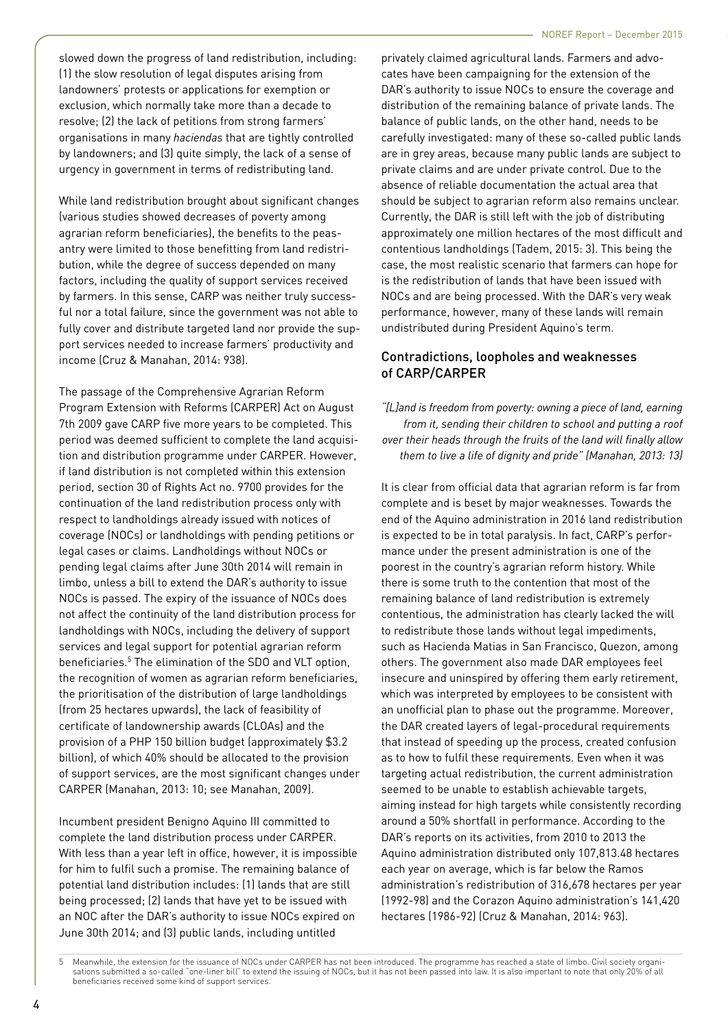slowed down the progress of land redistribution, including: (1) the slow resolution of legal disputes arising from landowners' protests or applications for exemption or exclusion, which normally take more than a decade to resolve; (2) the lack of petitions from strong farmers' organisations in many *haciendas* that are tightly controlled by landowners; and (3) quite simply, the lack of a sense of urgency in government in terms of redistributing land.

While land redistribution brought about significant changes (various studies showed decreases of poverty among agrarian reform beneficiaries), the benefits to the peasantry were limited to those benefitting from land redistribution, while the degree of success depended on many factors, including the quality of support services received by farmers. In this sense, CARP was neither truly successful nor a total failure, since the government was not able to fully cover and distribute targeted land nor provide the support services needed to increase farmers' productivity and income (Cruz & Manahan, 2014: 938).

The passage of the Comprehensive Agrarian Reform Program Extension with Reforms (CARPER) Act on August 7th 2009 gave CARP five more years to be completed. This period was deemed sufficient to complete the land acquisition and distribution programme under CARPER. However, if land distribution is not completed within this extension period, section 30 of Rights Act no. 9700 provides for the continuation of the land redistribution process only with respect to landholdings already issued with notices of coverage (NOCs) or landholdings with pending petitions or legal cases or claims. Landholdings without NOCs or pending legal claims after June 30th 2014 will remain in limbo, unless a bill to extend the DAR's authority to issue NOCs is passed. The expiry of the issuance of NOCs does not affect the continuity of the land distribution process for landholdings with NOCs, including the delivery of support services and legal support for potential agrarian reform beneficiaries.[5] The elimination of the SDO and VLT option, the recognition of women as agrarian reform beneficiaries, the prioritisation of the distribution of large landholdings (from 25 hectares upwards), the lack of feasibility of certificate of landownership awards (CLOAs) and the provision of a PHP 150 billion budget (approximately $3.2 billion), of which 40% should be allocated to the provision of support services, are the most significant changes under CARPER (Manahan, 2013: 10; see Manahan, 2009).

Incumbent president Benigno Aquino III committed to complete the land distribution process under CARPER. With less than a year left in office, however, it is impossible for him to fulfil such a promise. The remaining balance of potential land distribution includes: (1) lands that are still being processed; (2) lands that have yet to be issued with an NOC after the DAR's authority to issue NOCs expired on June 30th 2014; and (3) public lands, including untitled privately claimed agricultural lands. Farmers and advocates have been campaigning for the extension of the DAR's authority to issue NOCs to ensure the coverage and distribution of the remaining balance of private lands. The balance of public lands, on the other hand, needs to be carefully investigated: many of these so-called public lands are in grey areas, because many public lands are subject to private claims and are under private control. Due to the absence of reliable documentation the actual area that should be subject to agrarian reform also remains unclear. Currently, the DAR is still left with the job of distributing approximately one million hectares of the most difficult and contentious landholdings (Tadem, 2015: 3). This being the case, the most realistic scenario that farmers can hope for is the redistribution of lands that have been issued with NOCs and are being processed. With the DAR's very weak performance, however, many of these lands will remain undistributed during President Aquino's term.

## Contradictions, loopholes and weaknesses of CARP/CARPER

*"[L]and is freedom from poverty: owning a piece of land, earning from it, sending their children to school and putting a roof over their heads through the fruits of the land will finally allow them to live a life of dignity and pride" (Manahan, 2013: 13)*

It is clear from official data that agrarian reform is far from complete and is beset by major weaknesses. Towards the end of the Aquino administration in 2016 land redistribution is expected to be in total paralysis. In fact, CARP's performance under the present administration is one of the poorest in the country's agrarian reform history. While there is some truth to the contention that most of the remaining balance of land redistribution is extremely contentious, the administration has clearly lacked the will to redistribute those lands without legal impediments, such as Hacienda Matias in San Francisco, Quezon, among others. The government also made DAR employees feel insecure and uninspired by offering them early retirement, which was interpreted by employees to be consistent with an unofficial plan to phase out the programme. Moreover, the DAR created layers of legal-procedural requirements that instead of speeding up the process, created confusion as to how to fulfil these requirements. Even when it was targeting actual redistribution, the current administration seemed to be unable to establish achievable targets, aiming instead for high targets while consistently recording around a 50% shortfall in performance. According to the DAR's reports on its activities, from 2010 to 2013 the Aquino administration distributed only 107,813.48 hectares each year on average, which is far below the Ramos administration's redistribution of 316,678 hectares per year (1992-98) and the Corazon Aquino administration's 141,420 hectares (1986-92) (Cruz & Manahan, 2014: 963).

---

5 Meanwhile, the extension for the issuance of NOCs under CARPER has not been introduced. The programme has reached a state of limbo. Civil society organisations submitted a so-called "one-liner bill" to extend the issuing of NOCs, but it has not been passed into law. It is also important to note that only 20% of all beneficiaries received some kind of support services.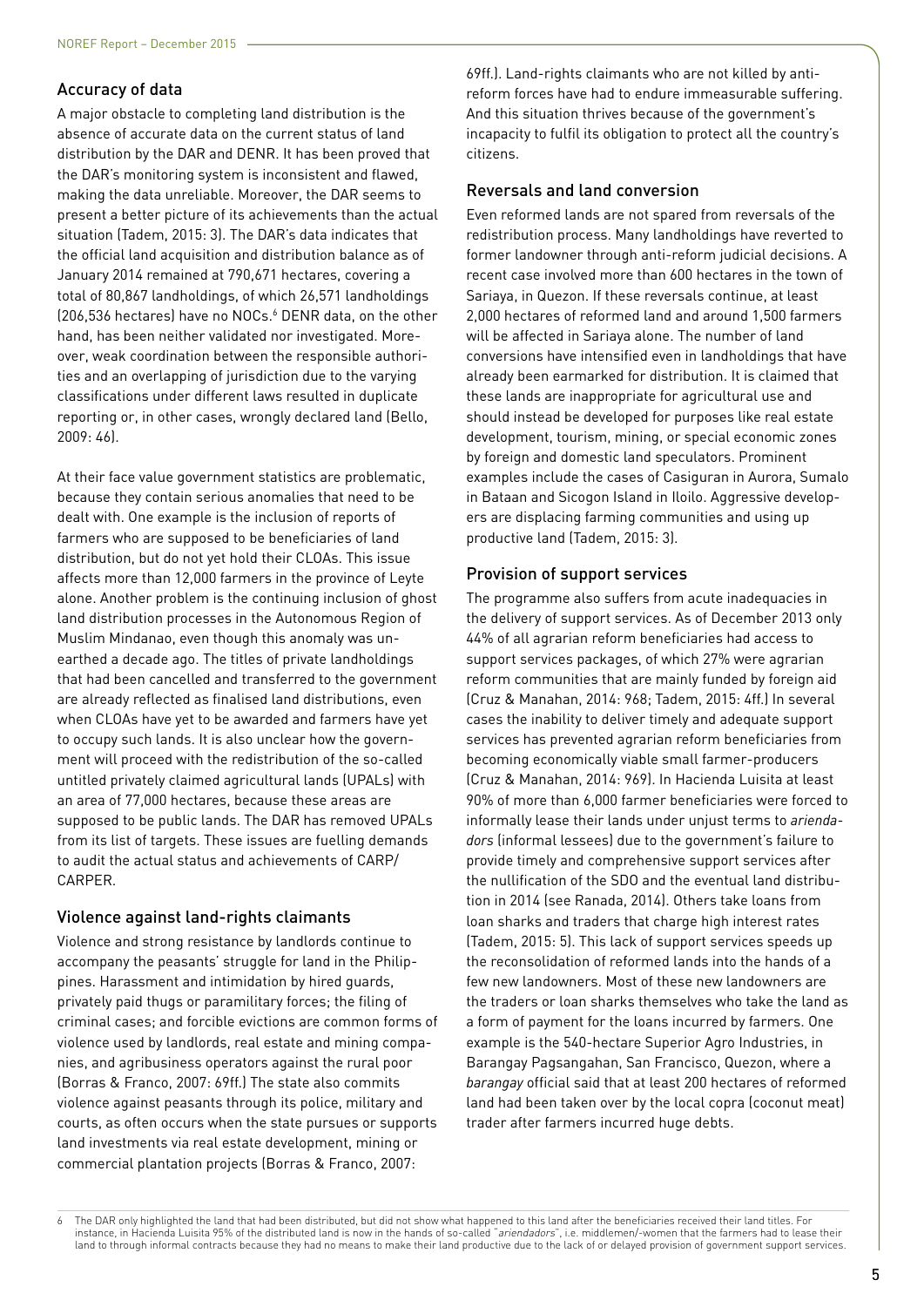## Accuracy of data

A major obstacle to completing land distribution is the absence of accurate data on the current status of land distribution by the DAR and DENR. It has been proved that the DAR's monitoring system is inconsistent and flawed, making the data unreliable. Moreover, the DAR seems to present a better picture of its achievements than the actual situation (Tadem, 2015: 3). The DAR's data indicates that the official land acquisition and distribution balance as of January 2014 remained at 790,671 hectares, covering a total of 80,867 landholdings, of which 26,571 landholdings (206,536 hectares) have no NOCs.[6] DENR data, on the other hand, has been neither validated nor investigated. Moreover, weak coordination between the responsible authorities and an overlapping of jurisdiction due to the varying classifications under different laws resulted in duplicate reporting or, in other cases, wrongly declared land (Bello, 2009: 46).

At their face value government statistics are problematic, because they contain serious anomalies that need to be dealt with. One example is the inclusion of reports of farmers who are supposed to be beneficiaries of land distribution, but do not yet hold their CLOAs. This issue affects more than 12,000 farmers in the province of Leyte alone. Another problem is the continuing inclusion of ghost land distribution processes in the Autonomous Region of Muslim Mindanao, even though this anomaly was unearthed a decade ago. The titles of private landholdings that had been cancelled and transferred to the government are already reflected as finalised land distributions, even when CLOAs have yet to be awarded and farmers have yet to occupy such lands. It is also unclear how the government will proceed with the redistribution of the so-called untitled privately claimed agricultural lands (UPALs) with an area of 77,000 hectares, because these areas are supposed to be public lands. The DAR has removed UPALs from its list of targets. These issues are fuelling demands to audit the actual status and achievements of CARP/CARPER.

## Violence against land-rights claimants

Violence and strong resistance by landlords continue to accompany the peasants' struggle for land in the Philippines. Harassment and intimidation by hired guards, privately paid thugs or paramilitary forces; the filing of criminal cases; and forcible evictions are common forms of violence used by landlords, real estate and mining companies, and agribusiness operators against the rural poor (Borras & Franco, 2007: 69ff.) The state also commits violence against peasants through its police, military and courts, as often occurs when the state pursues or supports land investments via real estate development, mining or commercial plantation projects (Borras & Franco, 2007: 69ff.). Land-rights claimants who are not killed by anti-reform forces have had to endure immeasurable suffering. And this situation thrives because of the government's incapacity to fulfil its obligation to protect all the country's citizens.

## Reversals and land conversion

Even reformed lands are not spared from reversals of the redistribution process. Many landholdings have reverted to former landowner through anti-reform judicial decisions. A recent case involved more than 600 hectares in the town of Sariaya, in Quezon. If these reversals continue, at least 2,000 hectares of reformed land and around 1,500 farmers will be affected in Sariaya alone. The number of land conversions have intensified even in landholdings that have already been earmarked for distribution. It is claimed that these lands are inappropriate for agricultural use and should instead be developed for purposes like real estate development, tourism, mining, or special economic zones by foreign and domestic land speculators. Prominent examples include the cases of Casiguran in Aurora, Sumalo in Bataan and Sicogon Island in Iloilo. Aggressive developers are displacing farming communities and using up productive land (Tadem, 2015: 3).

## Provision of support services

The programme also suffers from acute inadequacies in the delivery of support services. As of December 2013 only 44% of all agrarian reform beneficiaries had access to support services packages, of which 27% were agrarian reform communities that are mainly funded by foreign aid (Cruz & Manahan, 2014: 968; Tadem, 2015: 4ff.) In several cases the inability to deliver timely and adequate support services has prevented agrarian reform beneficiaries from becoming economically viable small farmer-producers (Cruz & Manahan, 2014: 969). In Hacienda Luisita at least 90% of more than 6,000 farmer beneficiaries were forced to informally lease their lands under unjust terms to *ariendadors* (informal lessees) due to the government's failure to provide timely and comprehensive support services after the nullification of the SDO and the eventual land distribution in 2014 (see Ranada, 2014). Others take loans from loan sharks and traders that charge high interest rates (Tadem, 2015: 5). This lack of support services speeds up the reconsolidation of reformed lands into the hands of a few new landowners. Most of these new landowners are the traders or loan sharks themselves who take the land as a form of payment for the loans incurred by farmers. One example is the 540-hectare Superior Agro Industries, in Barangay Pagsangahan, San Francisco, Quezon, where a *barangay* official said that at least 200 hectares of reformed land had been taken over by the local copra (coconut meat) trader after farmers incurred huge debts.

---

[6] The DAR only highlighted the land that had been distributed, but did not show what happened to this land after the beneficiaries received their land titles. For instance, in Hacienda Luisita 95% of the distributed land is now in the hands of so-called "*ariendadors*", i.e. middlemen/-women that the farmers had to lease their land to through informal contracts because they had no means to make their land productive due to the lack of or delayed provision of government support services.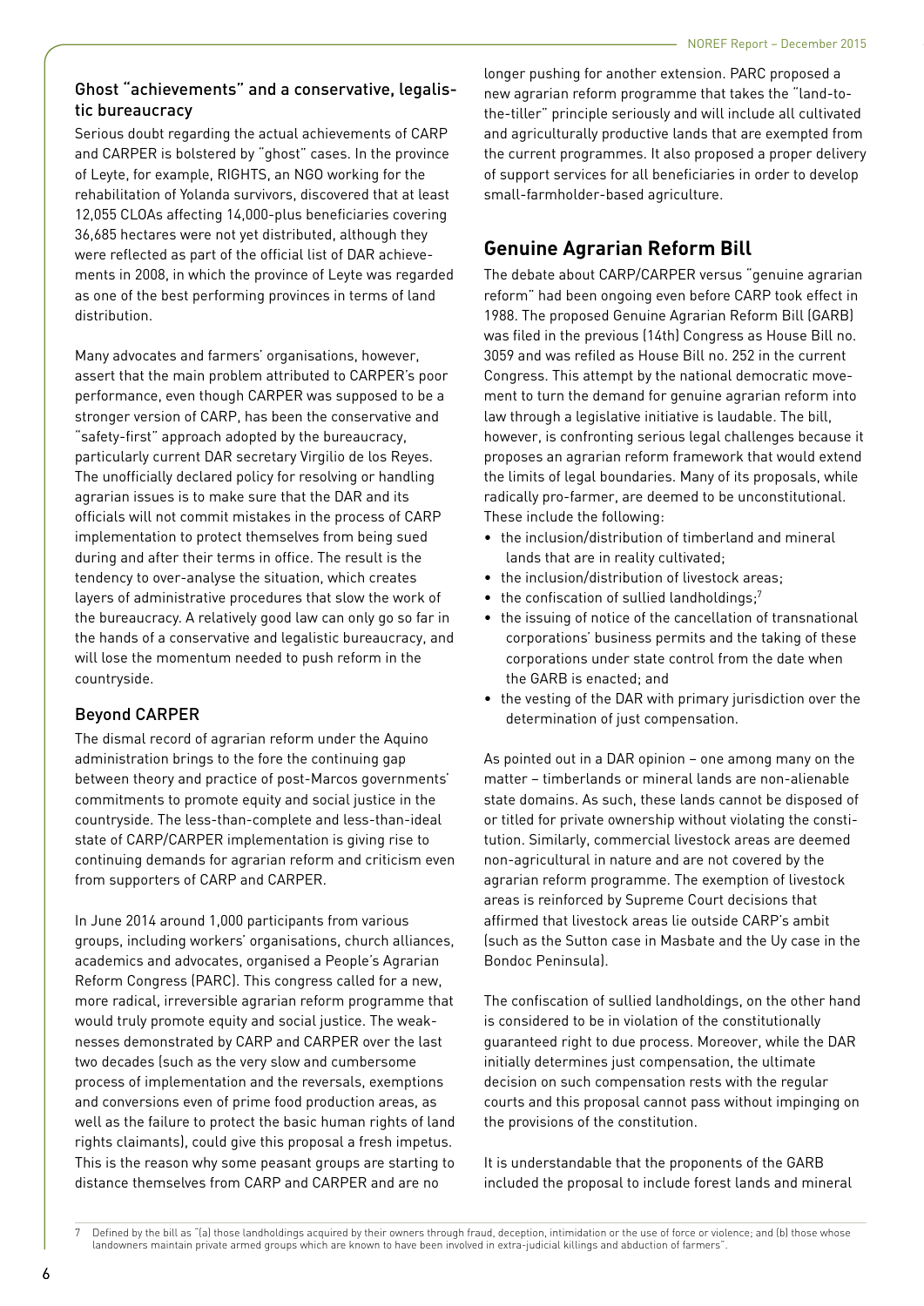### Ghost "achievements" and a conservative, legalistic bureaucracy

Serious doubt regarding the actual achievements of CARP and CARPER is bolstered by "ghost" cases. In the province of Leyte, for example, RIGHTS, an NGO working for the rehabilitation of Yolanda survivors, discovered that at least 12,055 CLOAs affecting 14,000-plus beneficiaries covering 36,685 hectares were not yet distributed, although they were reflected as part of the official list of DAR achievements in 2008, in which the province of Leyte was regarded as one of the best performing provinces in terms of land distribution.

Many advocates and farmers' organisations, however, assert that the main problem attributed to CARPER's poor performance, even though CARPER was supposed to be a stronger version of CARP, has been the conservative and "safety-first" approach adopted by the bureaucracy, particularly current DAR secretary Virgilio de los Reyes. The unofficially declared policy for resolving or handling agrarian issues is to make sure that the DAR and its officials will not commit mistakes in the process of CARP implementation to protect themselves from being sued during and after their terms in office. The result is the tendency to over-analyse the situation, which creates layers of administrative procedures that slow the work of the bureaucracy. A relatively good law can only go so far in the hands of a conservative and legalistic bureaucracy, and will lose the momentum needed to push reform in the countryside.

### Beyond CARPER

The dismal record of agrarian reform under the Aquino administration brings to the fore the continuing gap between theory and practice of post-Marcos governments' commitments to promote equity and social justice in the countryside. The less-than-complete and less-than-ideal state of CARP/CARPER implementation is giving rise to continuing demands for agrarian reform and criticism even from supporters of CARP and CARPER.

In June 2014 around 1,000 participants from various groups, including workers' organisations, church alliances, academics and advocates, organised a People's Agrarian Reform Congress (PARC). This congress called for a new, more radical, irreversible agrarian reform programme that would truly promote equity and social justice. The weaknesses demonstrated by CARP and CARPER over the last two decades (such as the very slow and cumbersome process of implementation and the reversals, exemptions and conversions even of prime food production areas, as well as the failure to protect the basic human rights of land rights claimants), could give this proposal a fresh impetus. This is the reason why some peasant groups are starting to distance themselves from CARP and CARPER and are no longer pushing for another extension. PARC proposed a new agrarian reform programme that takes the "land-to-the-tiller" principle seriously and will include all cultivated and agriculturally productive lands that are exempted from the current programmes. It also proposed a proper delivery of support services for all beneficiaries in order to develop small-farmholder-based agriculture.

## Genuine Agrarian Reform Bill

The debate about CARP/CARPER versus "genuine agrarian reform" had been ongoing even before CARP took effect in 1988. The proposed Genuine Agrarian Reform Bill (GARB) was filed in the previous (14th) Congress as House Bill no. 3059 and was refiled as House Bill no. 252 in the current Congress. This attempt by the national democratic movement to turn the demand for genuine agrarian reform into law through a legislative initiative is laudable. The bill, however, is confronting serious legal challenges because it proposes an agrarian reform framework that would extend the limits of legal boundaries. Many of its proposals, while radically pro-farmer, are deemed to be unconstitutional. These include the following:

- the inclusion/distribution of timberland and mineral lands that are in reality cultivated;
- the inclusion/distribution of livestock areas;
- the confiscation of sullied landholdings;[7]
- the issuing of notice of the cancellation of transnational corporations' business permits and the taking of these corporations under state control from the date when the GARB is enacted; and
- the vesting of the DAR with primary jurisdiction over the determination of just compensation.

As pointed out in a DAR opinion – one among many on the matter – timberlands or mineral lands are non-alienable state domains. As such, these lands cannot be disposed of or titled for private ownership without violating the constitution. Similarly, commercial livestock areas are deemed non-agricultural in nature and are not covered by the agrarian reform programme. The exemption of livestock areas is reinforced by Supreme Court decisions that affirmed that livestock areas lie outside CARP's ambit (such as the Sutton case in Masbate and the Uy case in the Bondoc Peninsula).

The confiscation of sullied landholdings, on the other hand is considered to be in violation of the constitutionally guaranteed right to due process. Moreover, while the DAR initially determines just compensation, the ultimate decision on such compensation rests with the regular courts and this proposal cannot pass without impinging on the provisions of the constitution.

It is understandable that the proponents of the GARB included the proposal to include forest lands and mineral

7 Defined by the bill as "(a) those landholdings acquired by their owners through fraud, deception, intimidation or the use of force or violence; and (b) those whose landowners maintain private armed groups which are known to have been involved in extra-judicial killings and abduction of farmers".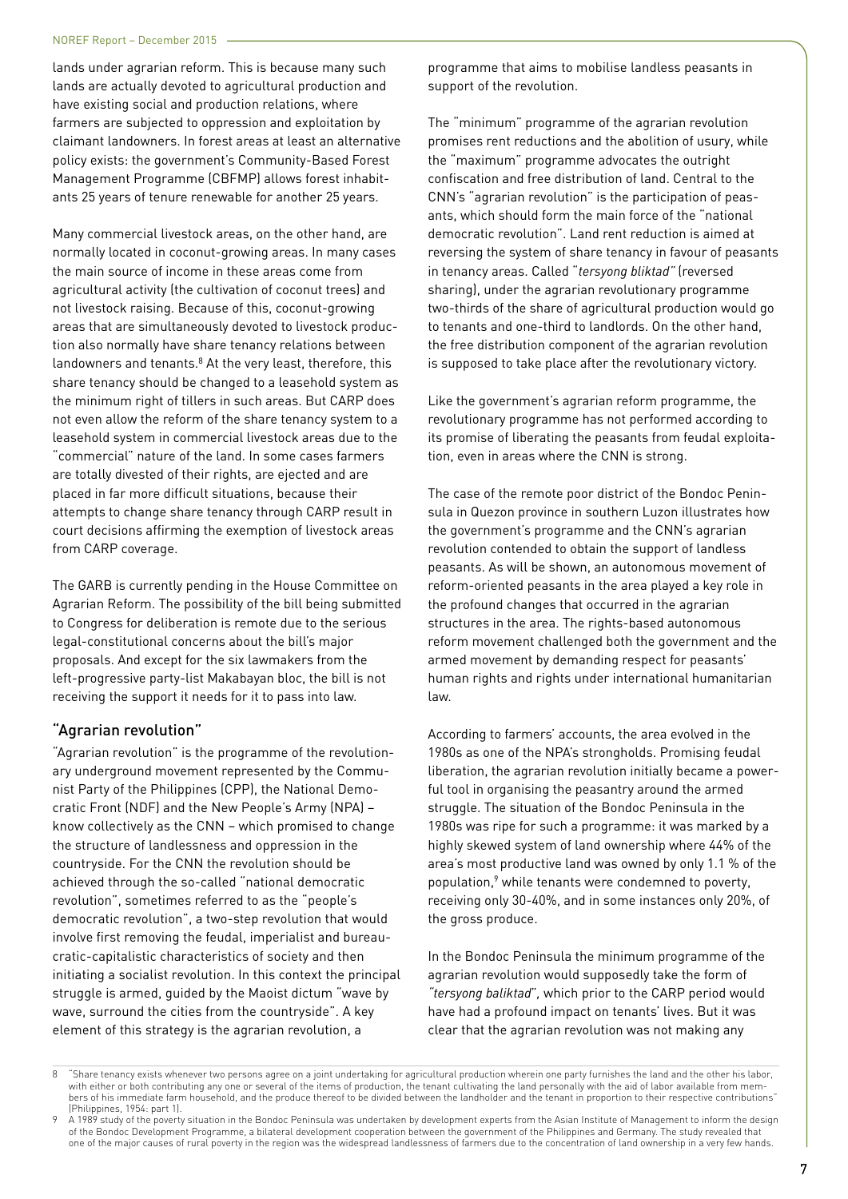lands under agrarian reform. This is because many such lands are actually devoted to agricultural production and have existing social and production relations, where farmers are subjected to oppression and exploitation by claimant landowners. In forest areas at least an alternative policy exists: the government's Community-Based Forest Management Programme (CBFMP) allows forest inhabitants 25 years of tenure renewable for another 25 years.

Many commercial livestock areas, on the other hand, are normally located in coconut-growing areas. In many cases the main source of income in these areas come from agricultural activity (the cultivation of coconut trees) and not livestock raising. Because of this, coconut-growing areas that are simultaneously devoted to livestock production also normally have share tenancy relations between landowners and tenants.[8] At the very least, therefore, this share tenancy should be changed to a leasehold system as the minimum right of tillers in such areas. But CARP does not even allow the reform of the share tenancy system to a leasehold system in commercial livestock areas due to the "commercial" nature of the land. In some cases farmers are totally divested of their rights, are ejected and are placed in far more difficult situations, because their attempts to change share tenancy through CARP result in court decisions affirming the exemption of livestock areas from CARP coverage.

The GARB is currently pending in the House Committee on Agrarian Reform. The possibility of the bill being submitted to Congress for deliberation is remote due to the serious legal-constitutional concerns about the bill's major proposals. And except for the six lawmakers from the left-progressive party-list Makabayan bloc, the bill is not receiving the support it needs for it to pass into law.

## "Agrarian revolution"

"Agrarian revolution" is the programme of the revolutionary underground movement represented by the Communist Party of the Philippines (CPP), the National Democratic Front (NDF) and the New People's Army (NPA) – know collectively as the CNN – which promised to change the structure of landlessness and oppression in the countryside. For the CNN the revolution should be achieved through the so-called "national democratic revolution", sometimes referred to as the "people's democratic revolution", a two-step revolution that would involve first removing the feudal, imperialist and bureaucratic-capitalistic characteristics of society and then initiating a socialist revolution. In this context the principal struggle is armed, guided by the Maoist dictum "wave by wave, surround the cities from the countryside". A key element of this strategy is the agrarian revolution, a programme that aims to mobilise landless peasants in support of the revolution.

The "minimum" programme of the agrarian revolution promises rent reductions and the abolition of usury, while the "maximum" programme advocates the outright confiscation and free distribution of land. Central to the CNN's "agrarian revolution" is the participation of peasants, which should form the main force of the "national democratic revolution". Land rent reduction is aimed at reversing the system of share tenancy in favour of peasants in tenancy areas. Called "*tersyong bliktad*" (reversed sharing), under the agrarian revolutionary programme two-thirds of the share of agricultural production would go to tenants and one-third to landlords. On the other hand, the free distribution component of the agrarian revolution is supposed to take place after the revolutionary victory.

Like the government's agrarian reform programme, the revolutionary programme has not performed according to its promise of liberating the peasants from feudal exploitation, even in areas where the CNN is strong.

The case of the remote poor district of the Bondoc Peninsula in Quezon province in southern Luzon illustrates how the government's programme and the CNN's agrarian revolution contended to obtain the support of landless peasants. As will be shown, an autonomous movement of reform-oriented peasants in the area played a key role in the profound changes that occurred in the agrarian structures in the area. The rights-based autonomous reform movement challenged both the government and the armed movement by demanding respect for peasants' human rights and rights under international humanitarian law.

According to farmers' accounts, the area evolved in the 1980s as one of the NPA's strongholds. Promising feudal liberation, the agrarian revolution initially became a powerful tool in organising the peasantry around the armed struggle. The situation of the Bondoc Peninsula in the 1980s was ripe for such a programme: it was marked by a highly skewed system of land ownership where 44% of the area's most productive land was owned by only 1.1 % of the population,[9] while tenants were condemned to poverty, receiving only 30-40%, and in some instances only 20%, of the gross produce.

In the Bondoc Peninsula the minimum programme of the agrarian revolution would supposedly take the form of *"tersyong baliktad"*, which prior to the CARP period would have had a profound impact on tenants' lives. But it was clear that the agrarian revolution was not making any

---

8 "Share tenancy exists whenever two persons agree on a joint undertaking for agricultural production wherein one party furnishes the land and the other his labor, with either or both contributing any one or several of the items of production, the tenant cultivating the land personally with the aid of labor available from members of his immediate farm household, and the produce thereof to be divided between the landholder and the tenant in proportion to their respective contributions" (Philippines, 1954: part 1).

9 A 1989 study of the poverty situation in the Bondoc Peninsula was undertaken by development experts from the Asian Institute of Management to inform the design of the Bondoc Development Programme, a bilateral development cooperation between the government of the Philippines and Germany. The study revealed that one of the major causes of rural poverty in the region was the widespread landlessness of farmers due to the concentration of land ownership in a very few hands.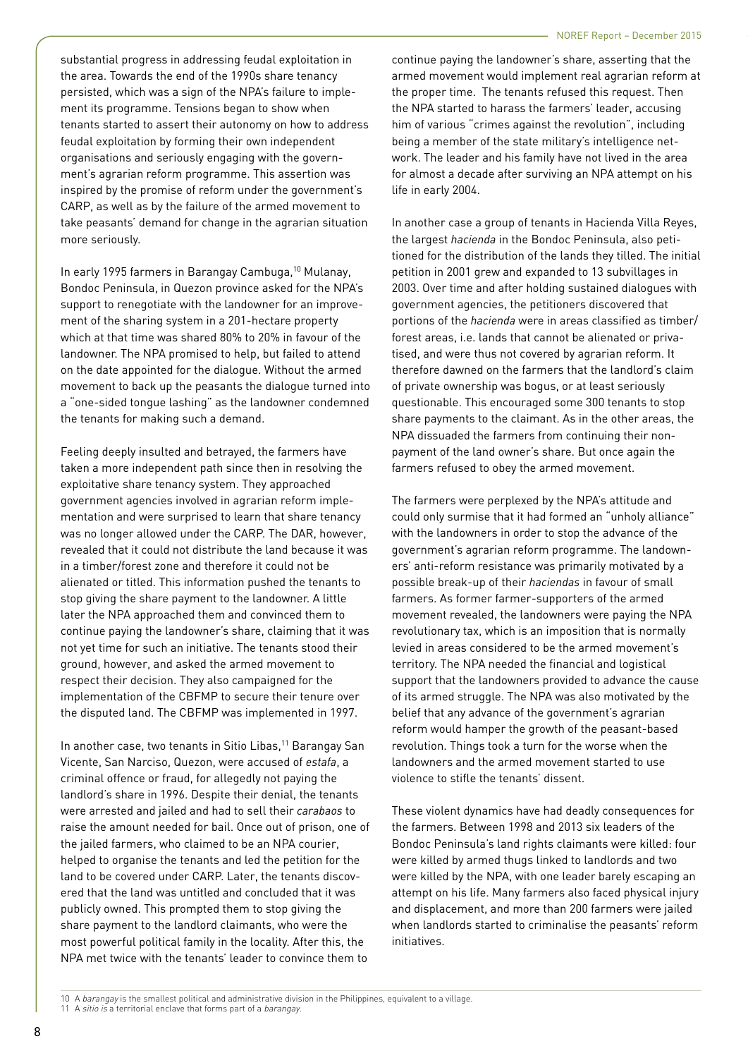substantial progress in addressing feudal exploitation in the area. Towards the end of the 1990s share tenancy persisted, which was a sign of the NPA's failure to implement its programme. Tensions began to show when tenants started to assert their autonomy on how to address feudal exploitation by forming their own independent organisations and seriously engaging with the government's agrarian reform programme. This assertion was inspired by the promise of reform under the government's CARP, as well as by the failure of the armed movement to take peasants' demand for change in the agrarian situation more seriously.

In early 1995 farmers in Barangay Cambuga,[10] Mulanay, Bondoc Peninsula, in Quezon province asked for the NPA's support to renegotiate with the landowner for an improvement of the sharing system in a 201-hectare property which at that time was shared 80% to 20% in favour of the landowner. The NPA promised to help, but failed to attend on the date appointed for the dialogue. Without the armed movement to back up the peasants the dialogue turned into a "one-sided tongue lashing" as the landowner condemned the tenants for making such a demand.

Feeling deeply insulted and betrayed, the farmers have taken a more independent path since then in resolving the exploitative share tenancy system. They approached government agencies involved in agrarian reform implementation and were surprised to learn that share tenancy was no longer allowed under the CARP. The DAR, however, revealed that it could not distribute the land because it was in a timber/forest zone and therefore it could not be alienated or titled. This information pushed the tenants to stop giving the share payment to the landowner. A little later the NPA approached them and convinced them to continue paying the landowner's share, claiming that it was not yet time for such an initiative. The tenants stood their ground, however, and asked the armed movement to respect their decision. They also campaigned for the implementation of the CBFMP to secure their tenure over the disputed land. The CBFMP was implemented in 1997.

In another case, two tenants in Sitio Libas,[11] Barangay San Vicente, San Narciso, Quezon, were accused of *estafa*, a criminal offence or fraud, for allegedly not paying the landlord's share in 1996. Despite their denial, the tenants were arrested and jailed and had to sell their *carabaos* to raise the amount needed for bail. Once out of prison, one of the jailed farmers, who claimed to be an NPA courier, helped to organise the tenants and led the petition for the land to be covered under CARP. Later, the tenants discovered that the land was untitled and concluded that it was publicly owned. This prompted them to stop giving the share payment to the landlord claimants, who were the most powerful political family in the locality. After this, the NPA met twice with the tenants' leader to convince them to continue paying the landowner's share, asserting that the armed movement would implement real agrarian reform at the proper time. The tenants refused this request. Then the NPA started to harass the farmers' leader, accusing him of various "crimes against the revolution", including being a member of the state military's intelligence network. The leader and his family have not lived in the area for almost a decade after surviving an NPA attempt on his life in early 2004.

In another case a group of tenants in Hacienda Villa Reyes, the largest *hacienda* in the Bondoc Peninsula, also petitioned for the distribution of the lands they tilled. The initial petition in 2001 grew and expanded to 13 subvillages in 2003. Over time and after holding sustained dialogues with government agencies, the petitioners discovered that portions of the *hacienda* were in areas classified as timber/forest areas, i.e. lands that cannot be alienated or privatised, and were thus not covered by agrarian reform. It therefore dawned on the farmers that the landlord's claim of private ownership was bogus, or at least seriously questionable. This encouraged some 300 tenants to stop share payments to the claimant. As in the other areas, the NPA dissuaded the farmers from continuing their non-payment of the land owner's share. But once again the farmers refused to obey the armed movement.

The farmers were perplexed by the NPA's attitude and could only surmise that it had formed an "unholy alliance" with the landowners in order to stop the advance of the government's agrarian reform programme. The landowners' anti-reform resistance was primarily motivated by a possible break-up of their *haciendas* in favour of small farmers. As former farmer-supporters of the armed movement revealed, the landowners were paying the NPA revolutionary tax, which is an imposition that is normally levied in areas considered to be the armed movement's territory. The NPA needed the financial and logistical support that the landowners provided to advance the cause of its armed struggle. The NPA was also motivated by the belief that any advance of the government's agrarian reform would hamper the growth of the peasant-based revolution. Things took a turn for the worse when the landowners and the armed movement started to use violence to stifle the tenants' dissent.

These violent dynamics have had deadly consequences for the farmers. Between 1998 and 2013 six leaders of the Bondoc Peninsula's land rights claimants were killed: four were killed by armed thugs linked to landlords and two were killed by the NPA, with one leader barely escaping an attempt on his life. Many farmers also faced physical injury and displacement, and more than 200 farmers were jailed when landlords started to criminalise the peasants' reform initiatives.

---

10 A *barangay* is the smallest political and administrative division in the Philippines, equivalent to a village.

11 A *sitio is* a territorial enclave that forms part of a *barangay*.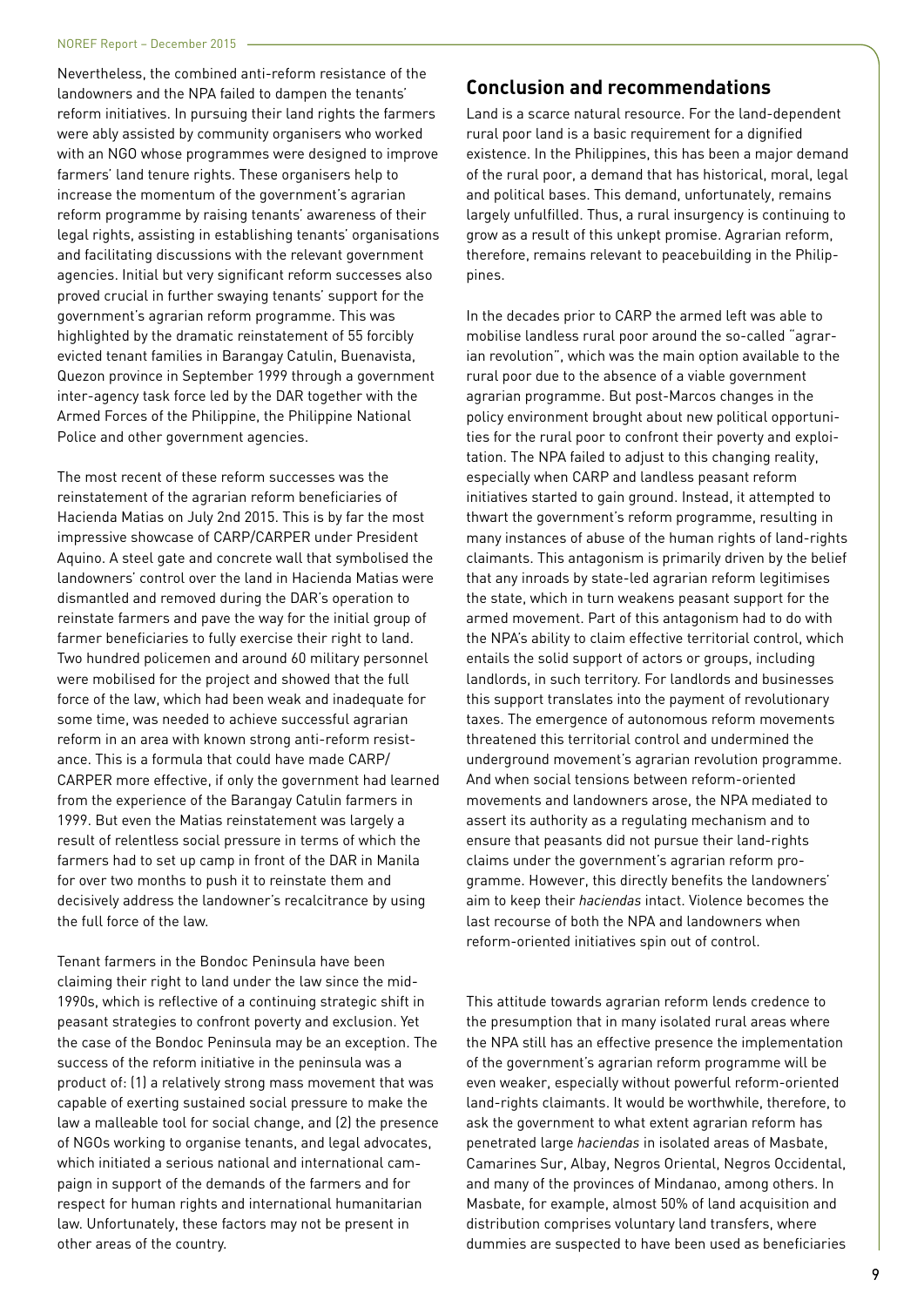Nevertheless, the combined anti-reform resistance of the landowners and the NPA failed to dampen the tenants' reform initiatives. In pursuing their land rights the farmers were ably assisted by community organisers who worked with an NGO whose programmes were designed to improve farmers' land tenure rights. These organisers help to increase the momentum of the government's agrarian reform programme by raising tenants' awareness of their legal rights, assisting in establishing tenants' organisations and facilitating discussions with the relevant government agencies. Initial but very significant reform successes also proved crucial in further swaying tenants' support for the government's agrarian reform programme. This was highlighted by the dramatic reinstatement of 55 forcibly evicted tenant families in Barangay Catulin, Buenavista, Quezon province in September 1999 through a government inter-agency task force led by the DAR together with the Armed Forces of the Philippine, the Philippine National Police and other government agencies.

The most recent of these reform successes was the reinstatement of the agrarian reform beneficiaries of Hacienda Matias on July 2nd 2015. This is by far the most impressive showcase of CARP/CARPER under President Aquino. A steel gate and concrete wall that symbolised the landowners' control over the land in Hacienda Matias were dismantled and removed during the DAR's operation to reinstate farmers and pave the way for the initial group of farmer beneficiaries to fully exercise their right to land. Two hundred policemen and around 60 military personnel were mobilised for the project and showed that the full force of the law, which had been weak and inadequate for some time, was needed to achieve successful agrarian reform in an area with known strong anti-reform resistance. This is a formula that could have made CARP/CARPER more effective, if only the government had learned from the experience of the Barangay Catulin farmers in 1999. But even the Matias reinstatement was largely a result of relentless social pressure in terms of which the farmers had to set up camp in front of the DAR in Manila for over two months to push it to reinstate them and decisively address the landowner's recalcitrance by using the full force of the law.

Tenant farmers in the Bondoc Peninsula have been claiming their right to land under the law since the mid-1990s, which is reflective of a continuing strategic shift in peasant strategies to confront poverty and exclusion. Yet the case of the Bondoc Peninsula may be an exception. The success of the reform initiative in the peninsula was a product of: (1) a relatively strong mass movement that was capable of exerting sustained social pressure to make the law a malleable tool for social change, and (2) the presence of NGOs working to organise tenants, and legal advocates, which initiated a serious national and international campaign in support of the demands of the farmers and for respect for human rights and international humanitarian law. Unfortunately, these factors may not be present in other areas of the country.

## Conclusion and recommendations

Land is a scarce natural resource. For the land-dependent rural poor land is a basic requirement for a dignified existence. In the Philippines, this has been a major demand of the rural poor, a demand that has historical, moral, legal and political bases. This demand, unfortunately, remains largely unfulfilled. Thus, a rural insurgency is continuing to grow as a result of this unkept promise. Agrarian reform, therefore, remains relevant to peacebuilding in the Philippines.

In the decades prior to CARP the armed left was able to mobilise landless rural poor around the so-called "agrarian revolution", which was the main option available to the rural poor due to the absence of a viable government agrarian programme. But post-Marcos changes in the policy environment brought about new political opportunities for the rural poor to confront their poverty and exploitation. The NPA failed to adjust to this changing reality, especially when CARP and landless peasant reform initiatives started to gain ground. Instead, it attempted to thwart the government's reform programme, resulting in many instances of abuse of the human rights of land-rights claimants. This antagonism is primarily driven by the belief that any inroads by state-led agrarian reform legitimises the state, which in turn weakens peasant support for the armed movement. Part of this antagonism had to do with the NPA's ability to claim effective territorial control, which entails the solid support of actors or groups, including landlords, in such territory. For landlords and businesses this support translates into the payment of revolutionary taxes. The emergence of autonomous reform movements threatened this territorial control and undermined the underground movement's agrarian revolution programme. And when social tensions between reform-oriented movements and landowners arose, the NPA mediated to assert its authority as a regulating mechanism and to ensure that peasants did not pursue their land-rights claims under the government's agrarian reform programme. However, this directly benefits the landowners' aim to keep their *haciendas* intact. Violence becomes the last recourse of both the NPA and landowners when reform-oriented initiatives spin out of control.

This attitude towards agrarian reform lends credence to the presumption that in many isolated rural areas where the NPA still has an effective presence the implementation of the government's agrarian reform programme will be even weaker, especially without powerful reform-oriented land-rights claimants. It would be worthwhile, therefore, to ask the government to what extent agrarian reform has penetrated large *haciendas* in isolated areas of Masbate, Camarines Sur, Albay, Negros Oriental, Negros Occidental, and many of the provinces of Mindanao, among others. In Masbate, for example, almost 50% of land acquisition and distribution comprises voluntary land transfers, where dummies are suspected to have been used as beneficiaries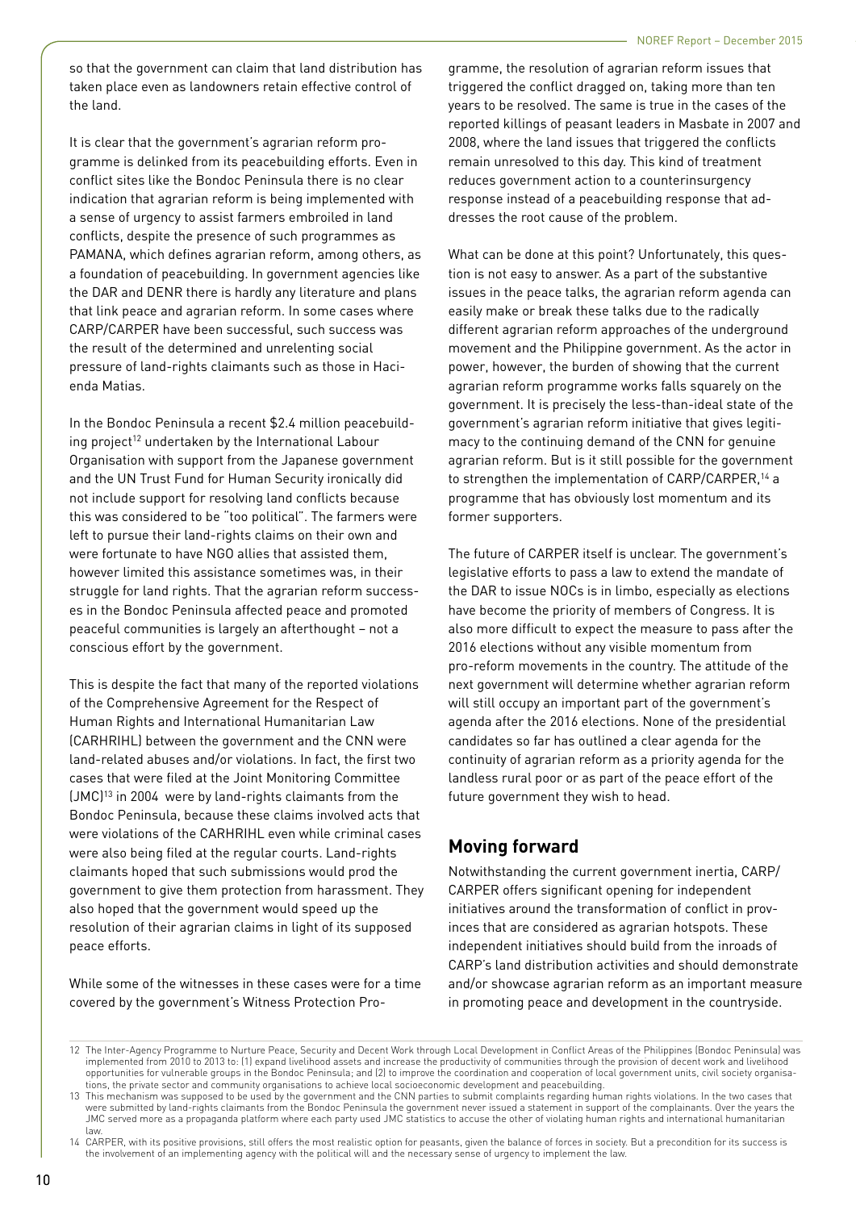so that the government can claim that land distribution has taken place even as landowners retain effective control of the land.

It is clear that the government's agrarian reform programme is delinked from its peacebuilding efforts. Even in conflict sites like the Bondoc Peninsula there is no clear indication that agrarian reform is being implemented with a sense of urgency to assist farmers embroiled in land conflicts, despite the presence of such programmes as PAMANA, which defines agrarian reform, among others, as a foundation of peacebuilding. In government agencies like the DAR and DENR there is hardly any literature and plans that link peace and agrarian reform. In some cases where CARP/CARPER have been successful, such success was the result of the determined and unrelenting social pressure of land-rights claimants such as those in Hacienda Matias.

In the Bondoc Peninsula a recent $2.4 million peacebuilding project[12] undertaken by the International Labour Organisation with support from the Japanese government and the UN Trust Fund for Human Security ironically did not include support for resolving land conflicts because this was considered to be "too political". The farmers were left to pursue their land-rights claims on their own and were fortunate to have NGO allies that assisted them, however limited this assistance sometimes was, in their struggle for land rights. That the agrarian reform successes in the Bondoc Peninsula affected peace and promoted peaceful communities is largely an afterthought – not a conscious effort by the government.

This is despite the fact that many of the reported violations of the Comprehensive Agreement for the Respect of Human Rights and International Humanitarian Law (CARHRIHL) between the government and the CNN were land-related abuses and/or violations. In fact, the first two cases that were filed at the Joint Monitoring Committee (JMC)[13] in 2004 were by land-rights claimants from the Bondoc Peninsula, because these claims involved acts that were violations of the CARHRIHL even while criminal cases were also being filed at the regular courts. Land-rights claimants hoped that such submissions would prod the government to give them protection from harassment. They also hoped that the government would speed up the resolution of their agrarian claims in light of its supposed peace efforts.

While some of the witnesses in these cases were for a time covered by the government's Witness Protection Programme, the resolution of agrarian reform issues that triggered the conflict dragged on, taking more than ten years to be resolved. The same is true in the cases of the reported killings of peasant leaders in Masbate in 2007 and 2008, where the land issues that triggered the conflicts remain unresolved to this day. This kind of treatment reduces government action to a counterinsurgency response instead of a peacebuilding response that addresses the root cause of the problem.

What can be done at this point? Unfortunately, this question is not easy to answer. As a part of the substantive issues in the peace talks, the agrarian reform agenda can easily make or break these talks due to the radically different agrarian reform approaches of the underground movement and the Philippine government. As the actor in power, however, the burden of showing that the current agrarian reform programme works falls squarely on the government. It is precisely the less-than-ideal state of the government's agrarian reform initiative that gives legitimacy to the continuing demand of the CNN for genuine agrarian reform. But is it still possible for the government to strengthen the implementation of CARP/CARPER,[14] a programme that has obviously lost momentum and its former supporters.

The future of CARPER itself is unclear. The government's legislative efforts to pass a law to extend the mandate of the DAR to issue NOCs is in limbo, especially as elections have become the priority of members of Congress. It is also more difficult to expect the measure to pass after the 2016 elections without any visible momentum from pro-reform movements in the country. The attitude of the next government will determine whether agrarian reform will still occupy an important part of the government's agenda after the 2016 elections. None of the presidential candidates so far has outlined a clear agenda for the continuity of agrarian reform as a priority agenda for the landless rural poor or as part of the peace effort of the future government they wish to head.

## Moving forward

Notwithstanding the current government inertia, CARP/CARPER offers significant opening for independent initiatives around the transformation of conflict in provinces that are considered as agrarian hotspots. These independent initiatives should build from the inroads of CARP's land distribution activities and should demonstrate and/or showcase agrarian reform as an important measure in promoting peace and development in the countryside.

---

12 The Inter-Agency Programme to Nurture Peace, Security and Decent Work through Local Development in Conflict Areas of the Philippines (Bondoc Peninsula) was implemented from 2010 to 2013 to: (1) expand livelihood assets and increase the productivity of communities through the provision of decent work and livelihood opportunities for vulnerable groups in the Bondoc Peninsula; and (2) to improve the coordination and cooperation of local government units, civil society organisations, the private sector and community organisations to achieve local socioeconomic development and peacebuilding.

13 This mechanism was supposed to be used by the government and the CNN parties to submit complaints regarding human rights violations. In the two cases that were submitted by land-rights claimants from the Bondoc Peninsula the government never issued a statement in support of the complainants. Over the years the JMC served more as a propaganda platform where each party used JMC statistics to accuse the other of violating human rights and international humanitarian law.

14 CARPER, with its positive provisions, still offers the most realistic option for peasants, given the balance of forces in society. But a precondition for its success is the involvement of an implementing agency with the political will and the necessary sense of urgency to implement the law.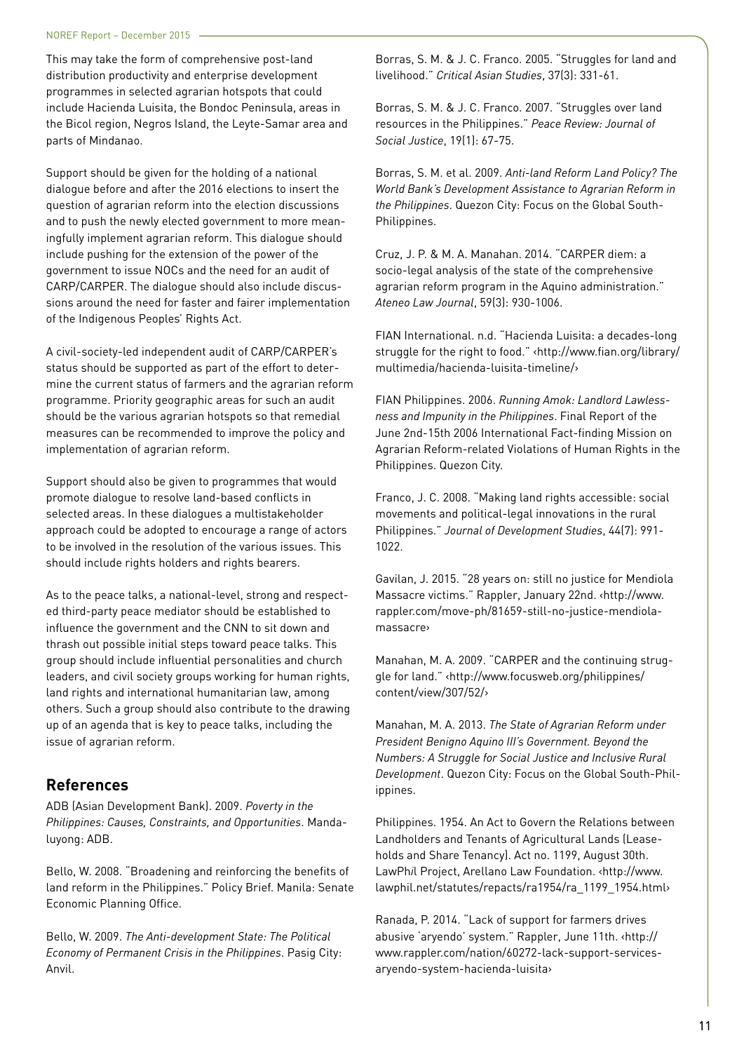This may take the form of comprehensive post-land distribution productivity and enterprise development programmes in selected agrarian hotspots that could include Hacienda Luisita, the Bondoc Peninsula, areas in the Bicol region, Negros Island, the Leyte-Samar area and parts of Mindanao.

Support should be given for the holding of a national dialogue before and after the 2016 elections to insert the question of agrarian reform into the election discussions and to push the newly elected government to more meaningfully implement agrarian reform. This dialogue should include pushing for the extension of the power of the government to issue NOCs and the need for an audit of CARP/CARPER. The dialogue should also include discussions around the need for faster and fairer implementation of the Indigenous Peoples' Rights Act.

A civil-society-led independent audit of CARP/CARPER's status should be supported as part of the effort to determine the current status of farmers and the agrarian reform programme. Priority geographic areas for such an audit should be the various agrarian hotspots so that remedial measures can be recommended to improve the policy and implementation of agrarian reform.

Support should also be given to programmes that would promote dialogue to resolve land-based conflicts in selected areas. In these dialogues a multistakeholder approach could be adopted to encourage a range of actors to be involved in the resolution of the various issues. This should include rights holders and rights bearers.

As to the peace talks, a national-level, strong and respected third-party peace mediator should be established to influence the government and the CNN to sit down and thrash out possible initial steps toward peace talks. This group should include influential personalities and church leaders, and civil society groups working for human rights, land rights and international humanitarian law, among others. Such a group should also contribute to the drawing up of an agenda that is key to peace talks, including the issue of agrarian reform.

## References

ADB (Asian Development Bank). 2009. *Poverty in the Philippines: Causes, Constraints, and Opportunities*. Mandaluyong: ADB.

Bello, W. 2008. "Broadening and reinforcing the benefits of land reform in the Philippines." Policy Brief. Manila: Senate Economic Planning Office.

Bello, W. 2009. *The Anti-development State: The Political Economy of Permanent Crisis in the Philippines*. Pasig City: Anvil.

Borras, S. M. & J. C. Franco. 2005. "Struggles for land and livelihood." *Critical Asian Studies*, 37(3): 331-61.

Borras, S. M. & J. C. Franco. 2007. "Struggles over land resources in the Philippines." *Peace Review: Journal of Social Justice*, 19(1): 67-75.

Borras, S. M. et al. 2009. *Anti-land Reform Land Policy? The World Bank's Development Assistance to Agrarian Reform in the Philippines*. Quezon City: Focus on the Global South-Philippines.

Cruz, J. P. & M. A. Manahan. 2014. "CARPER diem: a socio-legal analysis of the state of the comprehensive agrarian reform program in the Aquino administration." *Ateneo Law Journal*, 59(3): 930-1006.

FIAN International. n.d. "Hacienda Luisita: a decades-long struggle for the right to food." ‹http://www.fian.org/library/multimedia/hacienda-luisita-timeline/›

FIAN Philippines. 2006. *Running Amok: Landlord Lawlessness and Impunity in the Philippines*. Final Report of the June 2nd-15th 2006 International Fact-finding Mission on Agrarian Reform-related Violations of Human Rights in the Philippines. Quezon City.

Franco, J. C. 2008. "Making land rights accessible: social movements and political-legal innovations in the rural Philippines." *Journal of Development Studies*, 44(7): 991-1022.

Gavilan, J. 2015. "28 years on: still no justice for Mendiola Massacre victims." Rappler, January 22nd. ‹http://www.rappler.com/move-ph/81659-still-no-justice-mendiola-massacre›

Manahan, M. A. 2009. "CARPER and the continuing struggle for land." ‹http://www.focusweb.org/philippines/content/view/307/52/›

Manahan, M. A. 2013. *The State of Agrarian Reform under President Benigno Aquino III's Government. Beyond the Numbers: A Struggle for Social Justice and Inclusive Rural Development*. Quezon City: Focus on the Global South-Philippines.

Philippines. 1954. An Act to Govern the Relations between Landholders and Tenants of Agricultural Lands (Leaseholds and Share Tenancy). Act no. 1199, August 30th. LawPhil Project, Arellano Law Foundation. ‹http://www.lawphil.net/statutes/repacts/ra1954/ra_1199_1954.html›

Ranada, P. 2014. "Lack of support for farmers drives abusive 'aryendo' system." Rappler, June 11th. ‹http://www.rappler.com/nation/60272-lack-support-services-aryendo-system-hacienda-luisita›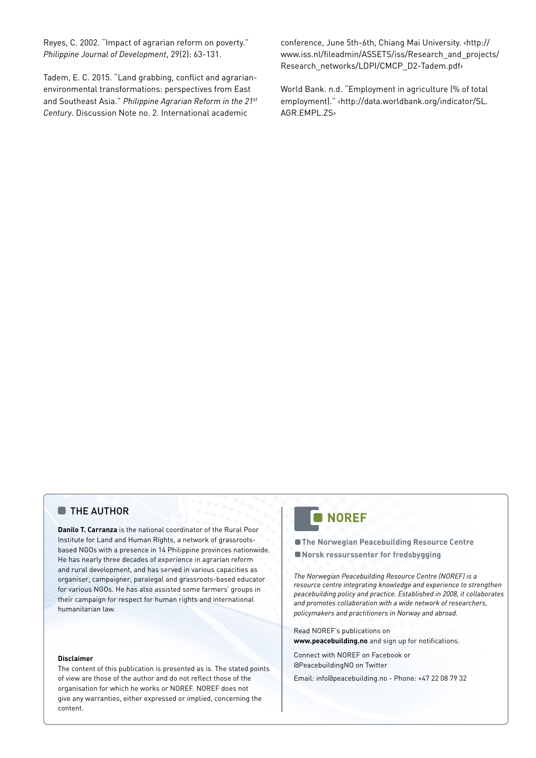Reyes, C. 2002. "Impact of agrarian reform on poverty." *Philippine Journal of Development*, 29(2): 63-131.

Tadem, E. C. 2015. "Land grabbing, conflict and agrarian-environmental transformations: perspectives from East and Southeast Asia." *Philippine Agrarian Reform in the 21st Century*. Discussion Note no. 2. International academic conference, June 5th-6th, Chiang Mai University. ‹http://www.iss.nl/fileadmin/ASSETS/iss/Research_and_projects/Research_networks/LDPI/CMCP_D2-Tadem.pdf›

World Bank. n.d. "Employment in agriculture (% of total employment)." ‹http://data.worldbank.org/indicator/SL.AGR.EMPL.ZS›

## THE AUTHOR

**Danilo T. Carranza** is the national coordinator of the Rural Poor Institute for Land and Human Rights, a network of grassroots-based NGOs with a presence in 14 Philippine provinces nationwide. He has nearly three decades of experience in agrarian reform and rural development, and has served in various capacities as organiser, campaigner, paralegal and grassroots-based educator for various NGOs. He has also assisted some farmers' groups in their campaign for respect for human rights and international humanitarian law.

**Disclaimer**

The content of this publication is presented as is. The stated points of view are those of the author and do not reflect those of the organisation for which he works or NOREF. NOREF does not give any warranties, either expressed or implied, concerning the content.

## NOREF

**The Norwegian Peacebuilding Resource Centre**

**Norsk ressurssenter for fredsbygging**

*The Norwegian Peacebuilding Resource Centre (NOREF) is a resource centre integrating knowledge and experience to strengthen peacebuilding policy and practice. Established in 2008, it collaborates and promotes collaboration with a wide network of researchers, policymakers and practitioners in Norway and abroad.*

Read NOREF's publications on **www.peacebuilding.no** and sign up for notifications.

Connect with NOREF on Facebook or @PeacebuildingNO on Twitter

Email: info@peacebuilding.no - Phone: +47 22 08 79 32